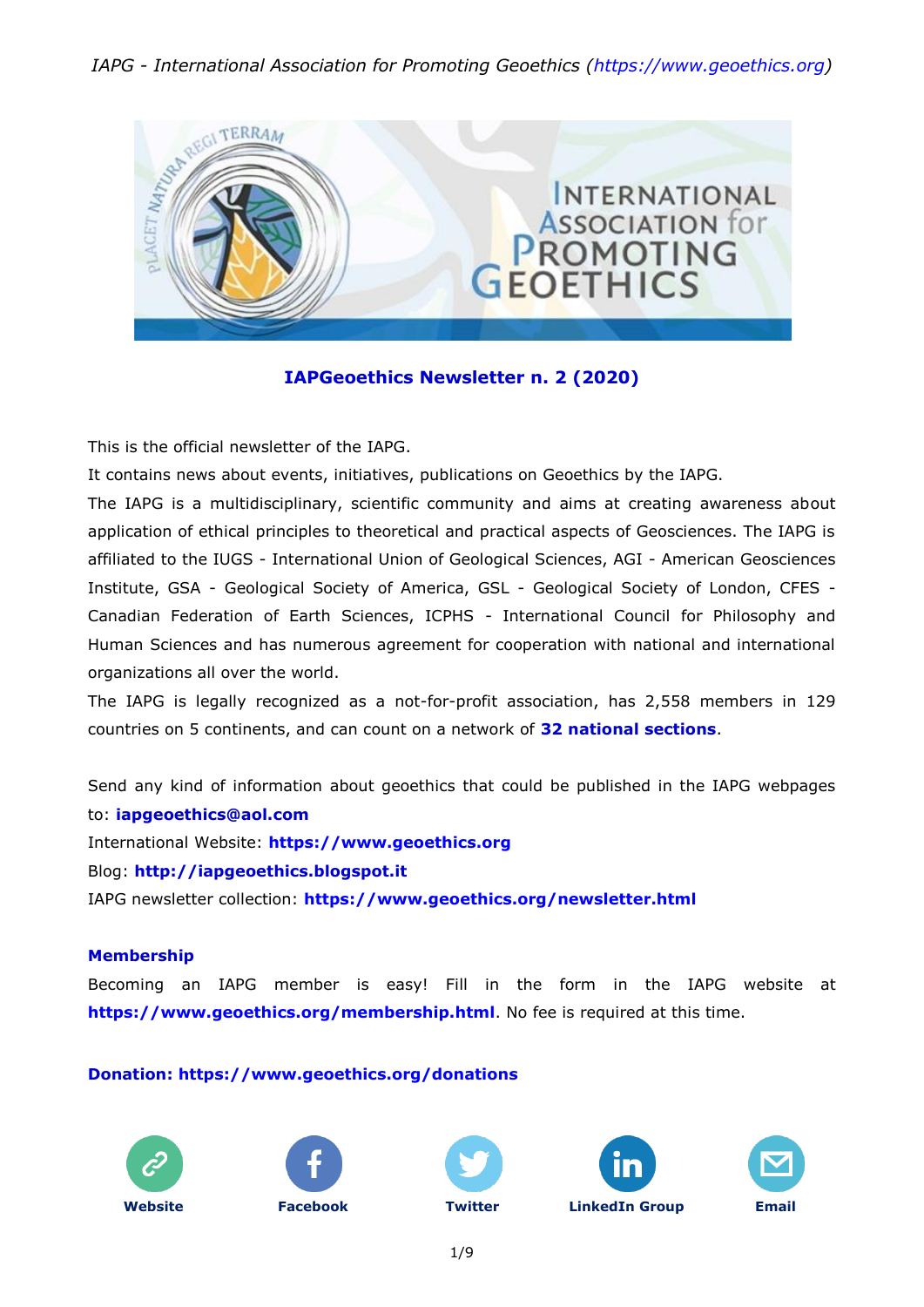# IAPGeoethics Newsletter n. 2 (2020)

This is the official newsletter of the IAPG.

It contains news about events, initiatives, publications on Geoethics by the IAPG.

The IAPG is a multidisciplinary, scientific community and aims at creating awareness about application of ethical principles to theoretical and practical aspects of Geosciences. The IAPG is affiliated to the IUGS - International Union of Geological Sciences, AGI - American Geosciences Institute, GSA - Geological Society of America, GSL - Geological Society of London, CFES - Canadian Federation of Earth Sciences, ICPHS - International Council for Philosophy and Human Sciences and has numerous agreement for cooperation with national and international organizations all over the world.

The IAPG is legally recognized as a not-for-profit association, has 2,558 members in 129 countries on 5 continents, and can count on a network of **32 national sections**.

Send any kind of information about geoethics that could be published in the IAPG webpages to: **iapgeoethics@aol.com**

International Website: **https://www.geoethics.org**

Blog: **http://iapgeoethics.blogspot.it**

IAPG newsletter collection: **https://www.geoethics.org/newsletter.html**

## Membership

Becoming an IAPG member is easy! Fill in the form in the IAPG website at **https://www.geoethics.org/membership.html**. No fee is required at this time.

**Donation: https://www.geoethics.org/donations**

Website | Facebook | Twitter | LinkedIn Group | Email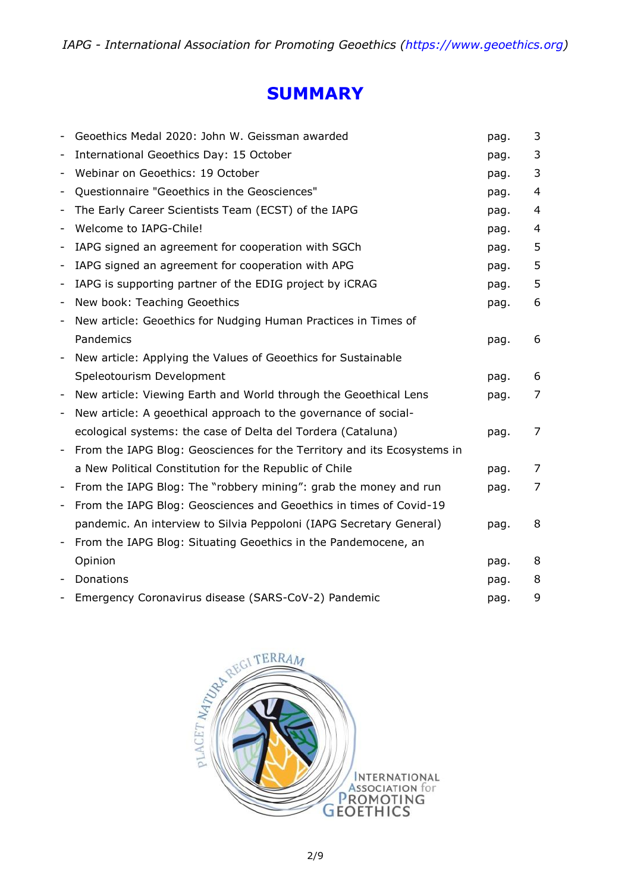# SUMMARY

- Geoethics Medal 2020: John W. Geissman awarded pag. 3
- International Geoethics Day: 15 October pag. 3
- Webinar on Geoethics: 19 October pag. 3
- Questionnaire "Geoethics in the Geosciences" pag. 4
- The Early Career Scientists Team (ECST) of the IAPG pag. 4
- Welcome to IAPG-Chile! pag. 4
- IAPG signed an agreement for cooperation with SGCh pag. 5
- IAPG signed an agreement for cooperation with APG pag. 5
- IAPG is supporting partner of the EDIG project by iCRAG pag. 5
- New book: Teaching Geoethics pag. 6
- New article: Geoethics for Nudging Human Practices in Times of Pandemics pag. 6
- New article: Applying the Values of Geoethics for Sustainable Speleotourism Development pag. 6
- New article: Viewing Earth and World through the Geoethical Lens pag. 7
- New article: A geoethical approach to the governance of social-ecological systems: the case of Delta del Tordera (Cataluna) pag. 7
- From the IAPG Blog: Geosciences for the Territory and its Ecosystems in a New Political Constitution for the Republic of Chile pag. 7
- From the IAPG Blog: The "robbery mining": grab the money and run pag. 7
- From the IAPG Blog: Geosciences and Geoethics in times of Covid-19 pandemic. An interview to Silvia Peppoloni (IAPG Secretary General) pag. 8
- From the IAPG Blog: Situating Geoethics in the Pandemocene, an Opinion pag. 8
- Donations pag. 8
- Emergency Coronavirus disease (SARS-CoV-2) Pandemic pag. 9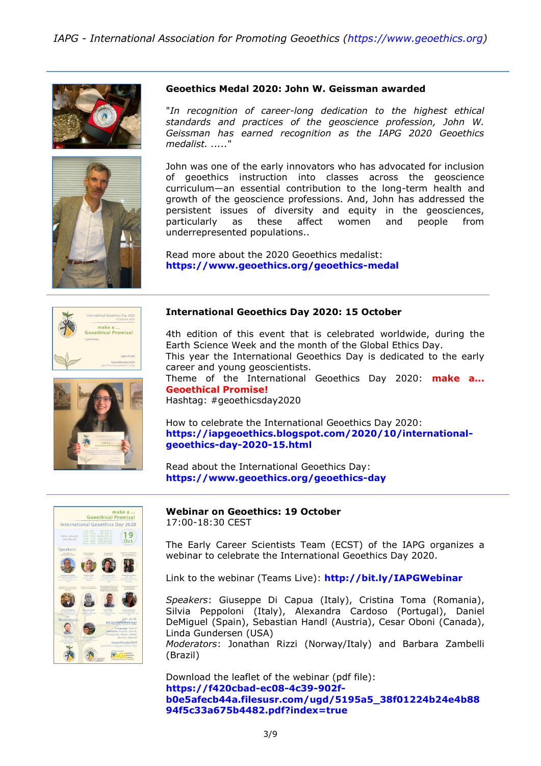### Geoethics Medal 2020: John W. Geissman awarded

*"In recognition of career-long dedication to the highest ethical standards and practices of the geoscience profession, John W. Geissman has earned recognition as the IAPG 2020 Geoethics medalist. ....."*

John was one of the early innovators who has advocated for inclusion of geoethics instruction into classes across the geoscience curriculum—an essential contribution to the long-term health and growth of the geoscience professions. And, John has addressed the persistent issues of diversity and equity in the geosciences, particularly as these affect women and people from underrepresented populations..

Read more about the 2020 Geoethics medalist:
**https://www.geoethics.org/geoethics-medal**

---

### International Geoethics Day 2020: 15 October

4th edition of this event that is celebrated worldwide, during the Earth Science Week and the month of the Global Ethics Day.
This year the International Geoethics Day is dedicated to the early career and young geoscientists.
Theme of the International Geoethics Day 2020: **make a... Geoethical Promise!**
Hashtag: #geoethicsday2020

How to celebrate the International Geoethics Day 2020:
**https://iapgeoethics.blogspot.com/2020/10/international-geoethics-day-2020-15.html**

Read about the International Geoethics Day:
**https://www.geoethics.org/geoethics-day**

---

### Webinar on Geoethics: 19 October

17:00-18:30 CEST

The Early Career Scientists Team (ECST) of the IAPG organizes a webinar to celebrate the International Geoethics Day 2020.

Link to the webinar (Teams Live): **http://bit.ly/IAPGWebinar**

*Speakers*: Giuseppe Di Capua (Italy), Cristina Toma (Romania), Silvia Peppoloni (Italy), Alexandra Cardoso (Portugal), Daniel DeMiguel (Spain), Sebastian Handl (Austria), Cesar Oboni (Canada), Linda Gundersen (USA)
*Moderators*: Jonathan Rizzi (Norway/Italy) and Barbara Zambelli (Brazil)

Download the leaflet of the webinar (pdf file):
**https://f420cbad-ec08-4c39-902f-b0e5afecb44a.filesusr.com/ugd/5195a5_38f01224b24e4b8894f5c33a675b4482.pdf?index=true**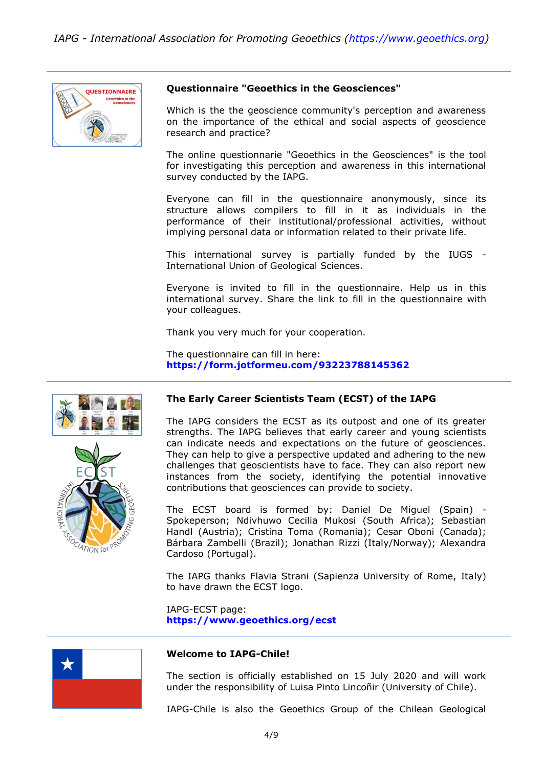### Questionnaire "Geoethics in the Geosciences"

Which is the the geoscience community's perception and awareness on the importance of the ethical and social aspects of geoscience research and practice?

The online questionnarie "Geoethics in the Geosciences" is the tool for investigating this perception and awareness in this international survey conducted by the IAPG.

Everyone can fill in the questionnaire anonymously, since its structure allows compilers to fill in it as individuals in the performance of their institutional/professional activities, without implying personal data or information related to their private life.

This international survey is partially funded by the IUGS - International Union of Geological Sciences.

Everyone is invited to fill in the questionnaire. Help us in this international survey. Share the link to fill in the questionnaire with your colleagues.

Thank you very much for your cooperation.

The questionnaire can fill in here:
**https://form.jotformeu.com/93223788145362**

### The Early Career Scientists Team (ECST) of the IAPG

The IAPG considers the ECST as its outpost and one of its greater strengths. The IAPG believes that early career and young scientists can indicate needs and expectations on the future of geosciences. They can help to give a perspective updated and adhering to the new challenges that geoscientists have to face. They can also report new instances from the society, identifying the potential innovative contributions that geosciences can provide to society.

The ECST board is formed by: Daniel De Miguel (Spain) - Spokeperson; Ndivhuwo Cecilia Mukosi (South Africa); Sebastian Handl (Austria); Cristina Toma (Romania); Cesar Oboni (Canada); Bárbara Zambelli (Brazil); Jonathan Rizzi (Italy/Norway); Alexandra Cardoso (Portugal).

The IAPG thanks Flavia Strani (Sapienza University of Rome, Italy) to have drawn the ECST logo.

IAPG-ECST page:
**https://www.geoethics.org/ecst**

### Welcome to IAPG-Chile!

The section is officially established on 15 July 2020 and will work under the responsibility of Luisa Pinto Lincoñir (University of Chile).

IAPG-Chile is also the Geoethics Group of the Chilean Geological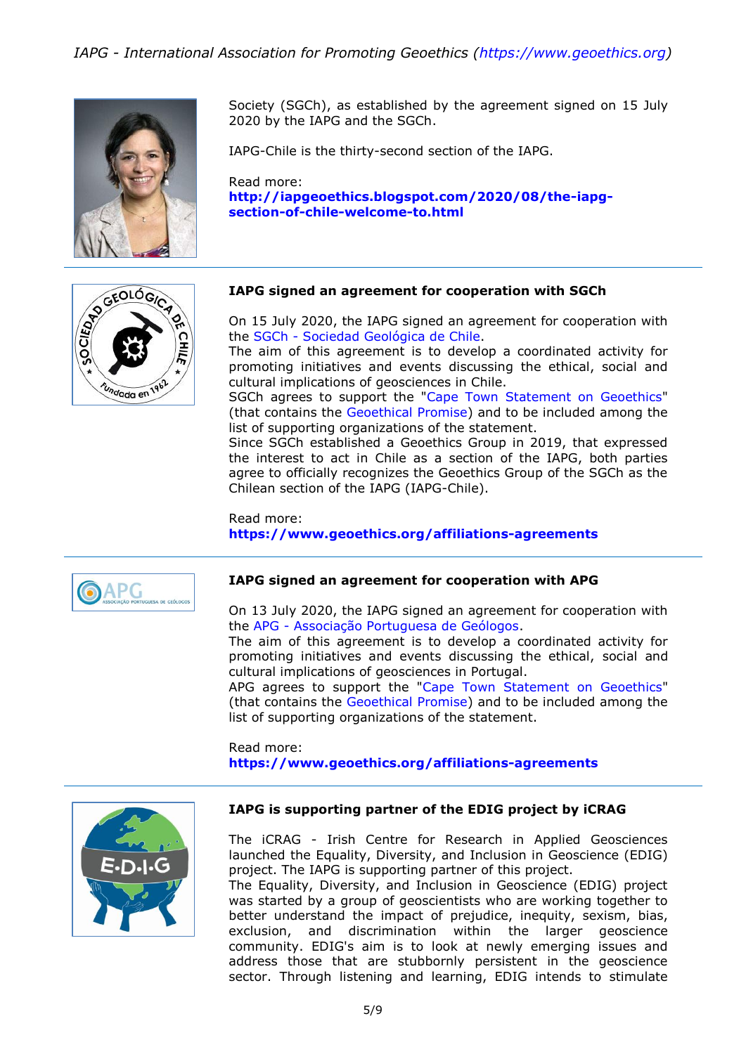Society (SGCh), as established by the agreement signed on 15 July 2020 by the IAPG and the SGCh.

IAPG-Chile is the thirty-second section of the IAPG.

Read more:
**http://iapgeoethics.blogspot.com/2020/08/the-iapg-section-of-chile-welcome-to.html**

---

**IAPG signed an agreement for cooperation with SGCh**

On 15 July 2020, the IAPG signed an agreement for cooperation with the SGCh - Sociedad Geológica de Chile.
The aim of this agreement is to develop a coordinated activity for promoting initiatives and events discussing the ethical, social and cultural implications of geosciences in Chile.
SGCh agrees to support the "Cape Town Statement on Geoethics" (that contains the Geoethical Promise) and to be included among the list of supporting organizations of the statement.
Since SGCh established a Geoethics Group in 2019, that expressed the interest to act in Chile as a section of the IAPG, both parties agree to officially recognizes the Geoethics Group of the SGCh as the Chilean section of the IAPG (IAPG-Chile).

Read more:
**https://www.geoethics.org/affiliations-agreements**

---

**IAPG signed an agreement for cooperation with APG**

On 13 July 2020, the IAPG signed an agreement for cooperation with the APG - Associação Portuguesa de Geólogos.
The aim of this agreement is to develop a coordinated activity for promoting initiatives and events discussing the ethical, social and cultural implications of geosciences in Portugal.
APG agrees to support the "Cape Town Statement on Geoethics" (that contains the Geoethical Promise) and to be included among the list of supporting organizations of the statement.

Read more:
**https://www.geoethics.org/affiliations-agreements**

---

**IAPG is supporting partner of the EDIG project by iCRAG**

The iCRAG - Irish Centre for Research in Applied Geosciences launched the Equality, Diversity, and Inclusion in Geoscience (EDIG) project. The IAPG is supporting partner of this project.
The Equality, Diversity, and Inclusion in Geoscience (EDIG) project was started by a group of geoscientists who are working together to better understand the impact of prejudice, inequity, sexism, bias, exclusion, and discrimination within the larger geoscience community. EDIG's aim is to look at newly emerging issues and address those that are stubbornly persistent in the geoscience sector. Through listening and learning, EDIG intends to stimulate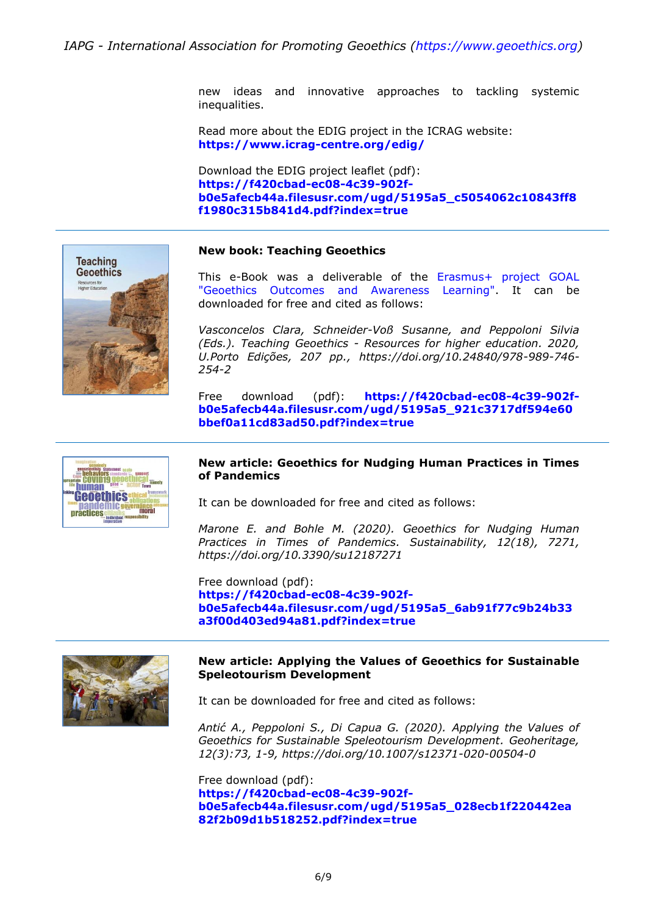new ideas and innovative approaches to tackling systemic inequalities.

Read more about the EDIG project in the ICRAG website: **https://www.icrag-centre.org/edig/**

Download the EDIG project leaflet (pdf): **https://f420cbad-ec08-4c39-902f-b0e5afecb44a.filesusr.com/ugd/5195a5_c5054062c10843ff8f1980c315b841d4.pdf?index=true**

---

**New book: Teaching Geoethics**

This e-Book was a deliverable of the Erasmus+ project GOAL "Geoethics Outcomes and Awareness Learning". It can be downloaded for free and cited as follows:

*Vasconcelos Clara, Schneider-Voß Susanne, and Peppoloni Silvia (Eds.). Teaching Geoethics - Resources for higher education. 2020, U.Porto Edições, 207 pp., https://doi.org/10.24840/978-989-746-254-2*

Free download (pdf): **https://f420cbad-ec08-4c39-902f-b0e5afecb44a.filesusr.com/ugd/5195a5_921c3717df594e60bbef0a11cd83ad50.pdf?index=true**

---

**New article: Geoethics for Nudging Human Practices in Times of Pandemics**

It can be downloaded for free and cited as follows:

*Marone E. and Bohle M. (2020). Geoethics for Nudging Human Practices in Times of Pandemics. Sustainability, 12(18), 7271, https://doi.org/10.3390/su12187271*

Free download (pdf): **https://f420cbad-ec08-4c39-902f-b0e5afecb44a.filesusr.com/ugd/5195a5_6ab91f77c9b24b33a3f00d403ed94a81.pdf?index=true**

---

**New article: Applying the Values of Geoethics for Sustainable Speleotourism Development**

It can be downloaded for free and cited as follows:

*Antić A., Peppoloni S., Di Capua G. (2020). Applying the Values of Geoethics for Sustainable Speleotourism Development. Geoheritage, 12(3):73, 1-9, https://doi.org/10.1007/s12371-020-00504-0*

Free download (pdf): **https://f420cbad-ec08-4c39-902f-b0e5afecb44a.filesusr.com/ugd/5195a5_028ecb1f220442ea82f2b09d1b518252.pdf?index=true**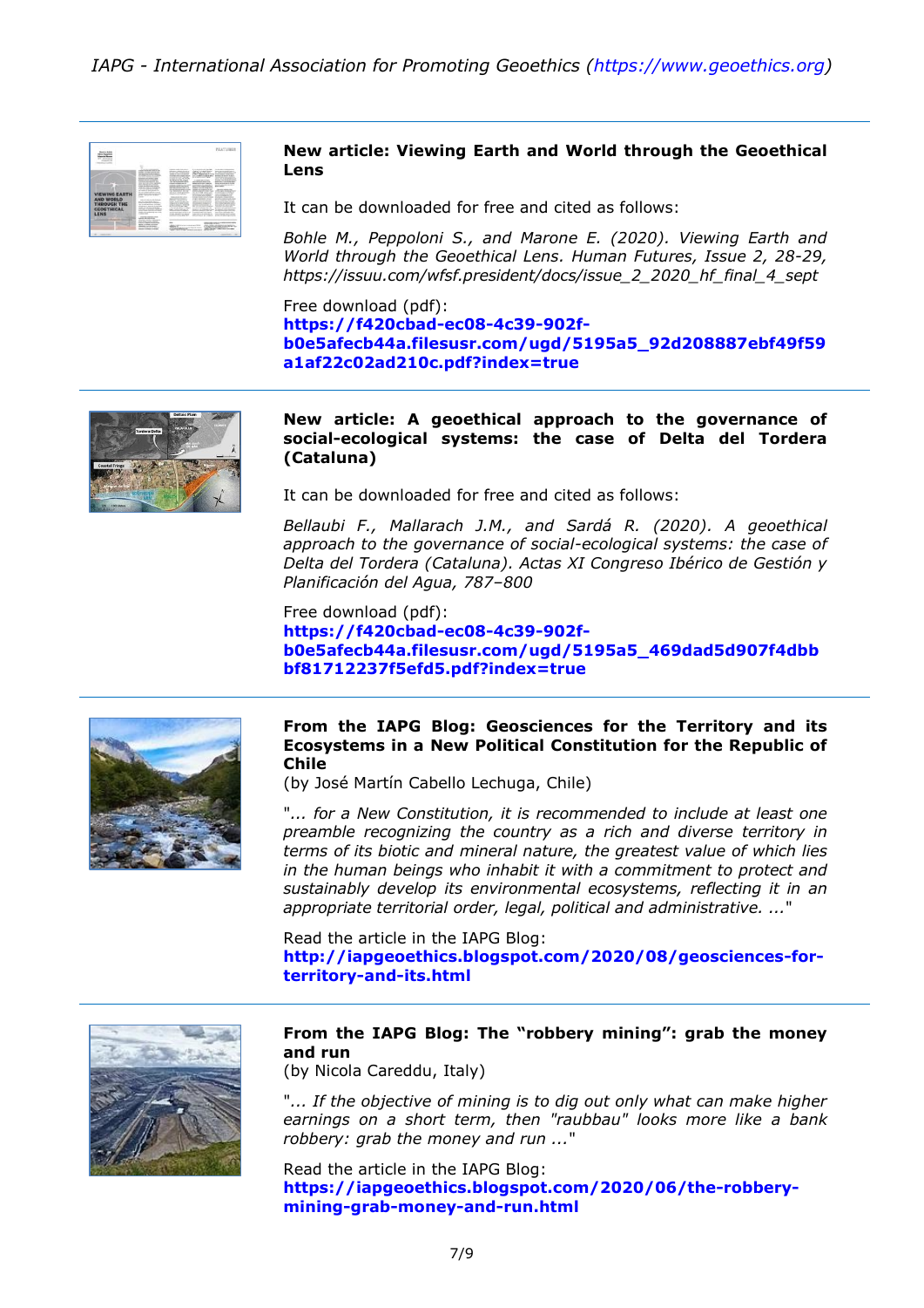### New article: Viewing Earth and World through the Geoethical Lens

It can be downloaded for free and cited as follows:

*Bohle M., Peppoloni S., and Marone E. (2020). Viewing Earth and World through the Geoethical Lens. Human Futures, Issue 2, 28-29, https://issuu.com/wfsf.president/docs/issue_2_2020_hf_final_4_sept*

Free download (pdf):
**https://f420cbad-ec08-4c39-902f-b0e5afecb44a.filesusr.com/ugd/5195a5_92d208887ebf49f59a1af22c02ad210c.pdf?index=true**

---

### New article: A geoethical approach to the governance of social-ecological systems: the case of Delta del Tordera (Cataluna)

It can be downloaded for free and cited as follows:

*Bellaubi F., Mallarach J.M., and Sardá R. (2020). A geoethical approach to the governance of social-ecological systems: the case of Delta del Tordera (Cataluna). Actas XI Congreso Ibérico de Gestión y Planificación del Agua, 787–800*

Free download (pdf):
**https://f420cbad-ec08-4c39-902f-b0e5afecb44a.filesusr.com/ugd/5195a5_469dad5d907f4dbbbf81712237f5efd5.pdf?index=true**

---

### From the IAPG Blog: Geosciences for the Territory and its Ecosystems in a New Political Constitution for the Republic of Chile

(by José Martín Cabello Lechuga, Chile)

"*... for a New Constitution, it is recommended to include at least one preamble recognizing the country as a rich and diverse territory in terms of its biotic and mineral nature, the greatest value of which lies in the human beings who inhabit it with a commitment to protect and sustainably develop its environmental ecosystems, reflecting it in an appropriate territorial order, legal, political and administrative. ...*"

Read the article in the IAPG Blog:
**http://iapgeoethics.blogspot.com/2020/08/geosciences-for-territory-and-its.html**

---

### From the IAPG Blog: The "robbery mining": grab the money and run

(by Nicola Careddu, Italy)

"*... If the objective of mining is to dig out only what can make higher earnings on a short term, then "raubbau" looks more like a bank robbery: grab the money and run ...*"

Read the article in the IAPG Blog:
**https://iapgeoethics.blogspot.com/2020/06/the-robbery-mining-grab-money-and-run.html**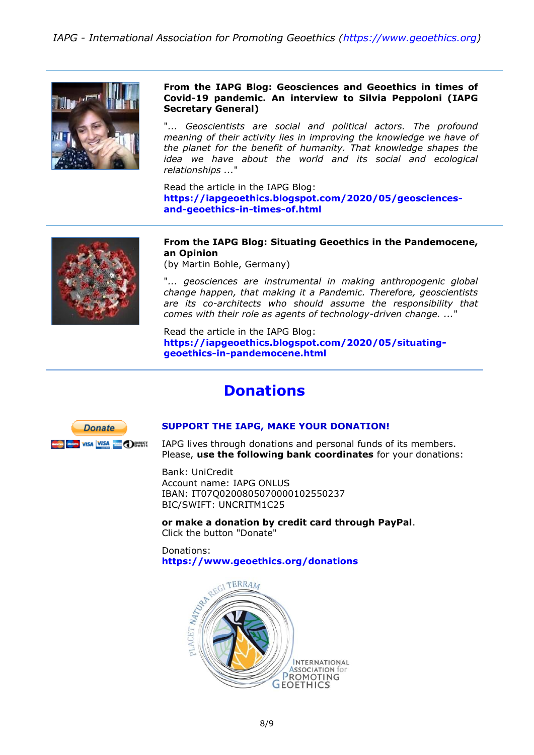**From the IAPG Blog: Geosciences and Geoethics in times of Covid-19 pandemic. An interview to Silvia Peppoloni (IAPG Secretary General)**

*"... Geoscientists are social and political actors. The profound meaning of their activity lies in improving the knowledge we have of the planet for the benefit of humanity. That knowledge shapes the idea we have about the world and its social and ecological relationships ..."*

Read the article in the IAPG Blog:
**https://iapgeoethics.blogspot.com/2020/05/geosciences-and-geoethics-in-times-of.html**

**From the IAPG Blog: Situating Geoethics in the Pandemocene, an Opinion**
(by Martin Bohle, Germany)

*"... geosciences are instrumental in making anthropogenic global change happen, that making it a Pandemic. Therefore, geoscientists are its co-architects who should assume the responsibility that comes with their role as agents of technology-driven change. ..."*

Read the article in the IAPG Blog:
**https://iapgeoethics.blogspot.com/2020/05/situating-geoethics-in-pandemocene.html**

## Donations

**SUPPORT THE IAPG, MAKE YOUR DONATION!**

IAPG lives through donations and personal funds of its members.
Please, **use the following bank coordinates** for your donations:

Bank: UniCredit
Account name: IAPG ONLUS
IBAN: IT07Q0200805070000102550237
BIC/SWIFT: UNCRITM1C25

**or make a donation by credit card through PayPal**.
Click the button "Donate"

Donations:
**https://www.geoethics.org/donations**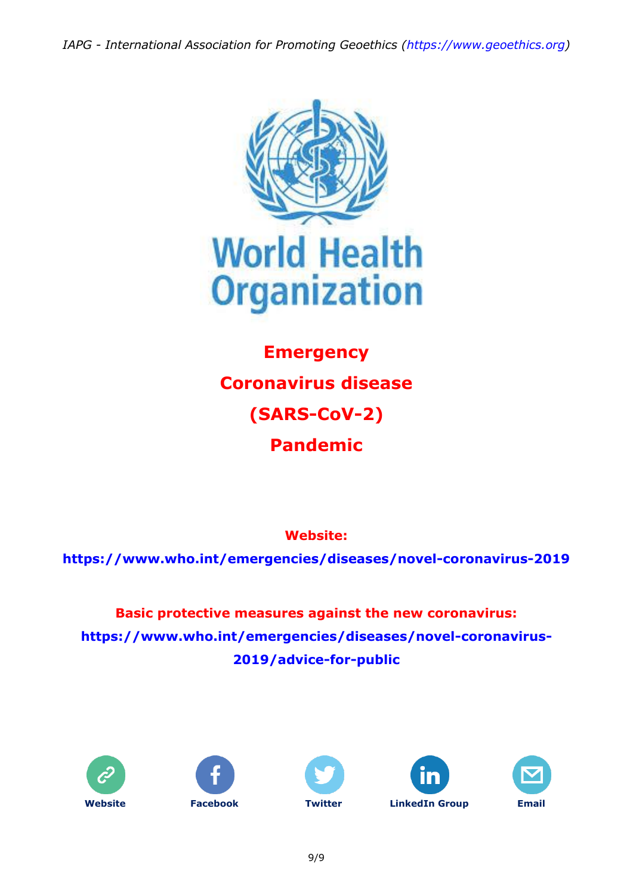World Health Organization

**Emergency**

**Coronavirus disease**

**(SARS-CoV-2)**

**Pandemic**

**Website:**

**https://www.who.int/emergencies/diseases/novel-coronavirus-2019**

**Basic protective measures against the new coronavirus:**

**https://www.who.int/emergencies/diseases/novel-coronavirus-2019/advice-for-public**

**Website** **Facebook** **Twitter** **LinkedIn Group** **Email**